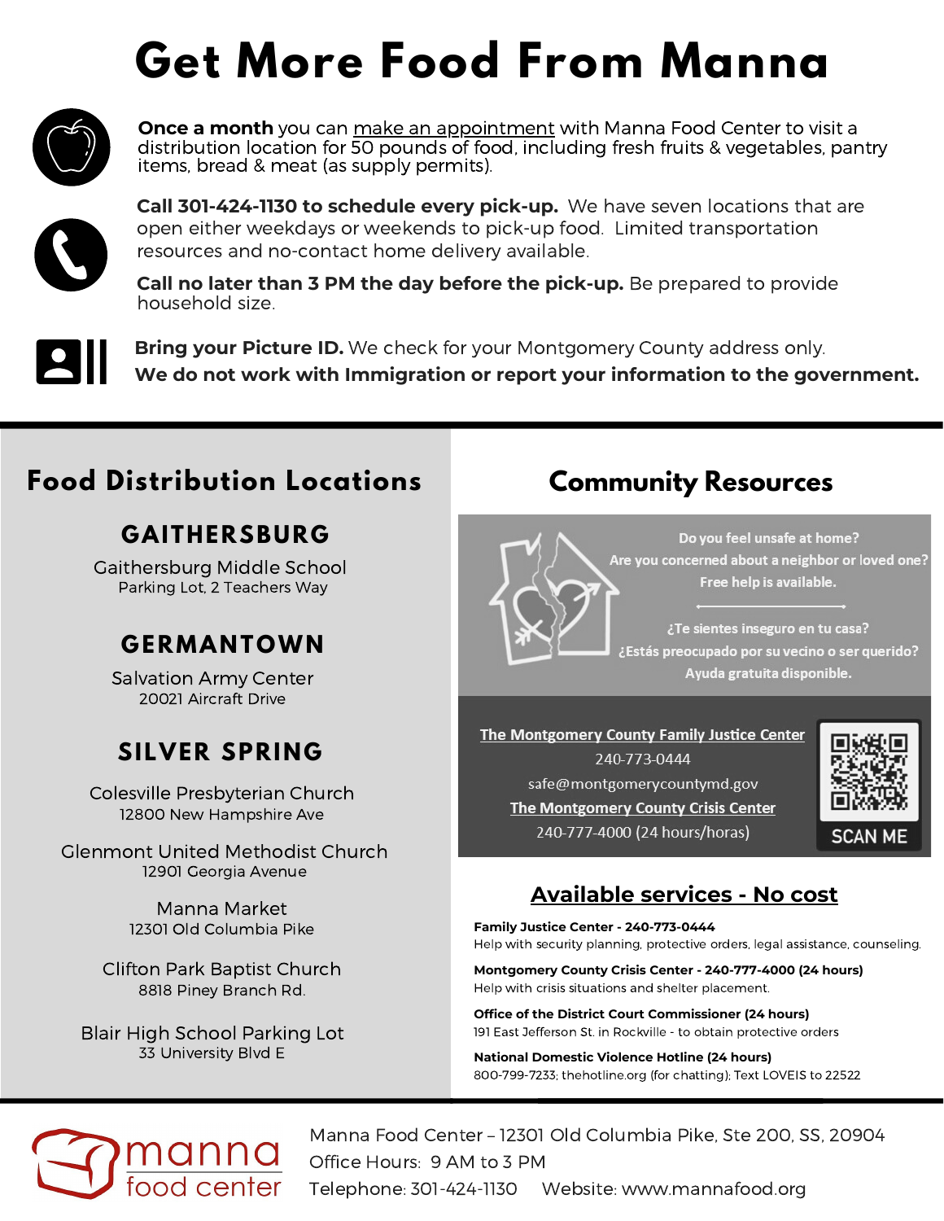# Get More Food From Manna

**Once a month** you can make an appointment with Manna Food Center to visit a distribution location for 50 pounds of food, including fresh fruits & vegetables, pantry items, bread & meat (as supply permits).

**Call 301-424-1130 to schedule every pick-up.** We have seven locations that are open either weekdays or weekends to pick-up food. Limited transportation resources and no-contact home delivery available.

**Call no later than 3 PM the day before the pick-up.** Be prepared to provide household size.

**Bring your Picture ID.** We check for your Montgomery County address only.
**We do not work with Immigration or report your information to the government.**

## Food Distribution Locations

### GAITHERSBURG

Gaithersburg Middle School
Parking Lot, 2 Teachers Way

### GERMANTOWN

Salvation Army Center
20021 Aircraft Drive

### SILVER SPRING

Colesville Presbyterian Church
12800 New Hampshire Ave

Glenmont United Methodist Church
12901 Georgia Avenue

Manna Market
12301 Old Columbia Pike

Clifton Park Baptist Church
8818 Piney Branch Rd.

Blair High School Parking Lot
33 University Blvd E

## Community Resources

Do you feel unsafe at home?
Are you concerned about a neighbor or loved one?
Free help is available.

¿Te sientes inseguro en tu casa?
¿Estás preocupado por su vecino o ser querido?
Ayuda gratuita disponible.

The Montgomery County Family Justice Center
240-773-0444
safe@montgomerycountymd.gov
The Montgomery County Crisis Center
240-777-4000 (24 hours/horas)

SCAN ME

### Available services - No cost

**Family Justice Center - 240-773-0444**
Help with security planning, protective orders, legal assistance, counseling.

**Montgomery County Crisis Center - 240-777-4000 (24 hours)**
Help with crisis situations and shelter placement.

**Office of the District Court Commissioner (24 hours)**
191 East Jefferson St. in Rockville - to obtain protective orders

**National Domestic Violence Hotline (24 hours)**
800-799-7233; thehotline.org (for chatting); Text LOVEIS to 22522

manna food center

Manna Food Center – 12301 Old Columbia Pike, Ste 200, SS, 20904
Office Hours: 9 AM to 3 PM
Telephone: 301-424-1130 Website: www.mannafood.org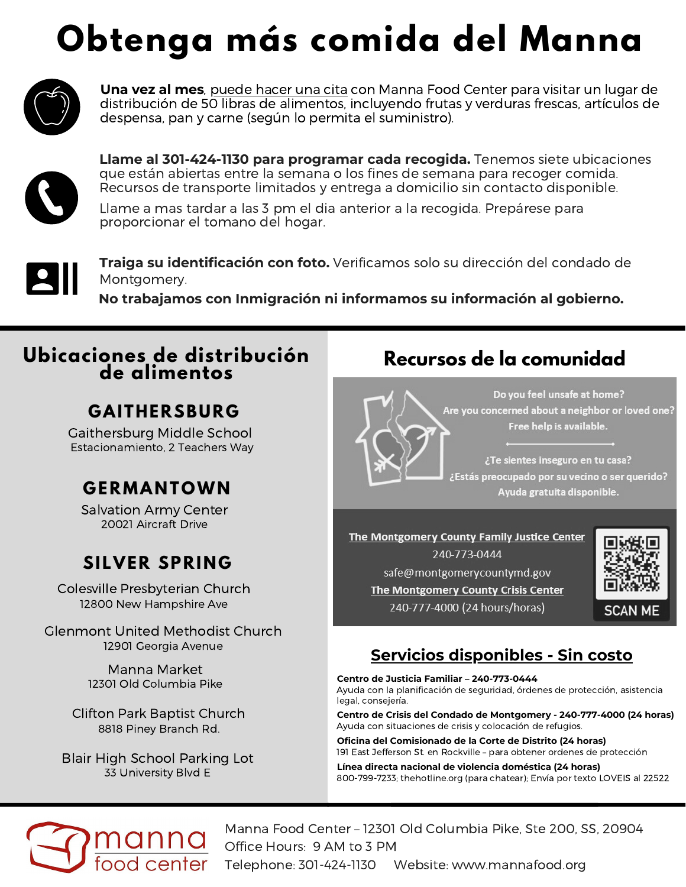# Obtenga más comida del Manna

**Una vez al mes**, puede hacer una cita con Manna Food Center para visitar un lugar de distribución de 50 libras de alimentos, incluyendo frutas y verduras frescas, artículos de despensa, pan y carne (según lo permita el suministro).

**Llame al 301-424-1130 para programar cada recogida.** Tenemos siete ubicaciones que están abiertas entre la semana o los fines de semana para recoger comida. Recursos de transporte limitados y entrega a domicilio sin contacto disponible.

Llame a mas tardar a las 3 pm el dia anterior a la recogida. Prepárese para proporcionar el tomano del hogar.

**Traiga su identificación con foto.** Verificamos solo su dirección del condado de Montgomery.

**No trabajamos con Inmigración ni informamos su información al gobierno.**

## Ubicaciones de distribución de alimentos

### GAITHERSBURG

Gaithersburg Middle School
Estacionamiento, 2 Teachers Way

### GERMANTOWN

Salvation Army Center
20021 Aircraft Drive

### SILVER SPRING

Colesville Presbyterian Church
12800 New Hampshire Ave

Glenmont United Methodist Church
12901 Georgia Avenue

Manna Market
12301 Old Columbia Pike

Clifton Park Baptist Church
8818 Piney Branch Rd.

Blair High School Parking Lot
33 University Blvd E

## Recursos de la comunidad

Do you feel unsafe at home?
Are you concerned about a neighbor or loved one?
Free help is available.

¿Te sientes inseguro en tu casa?
¿Estás preocupado por su vecino o ser querido?
Ayuda gratuita disponible.

The Montgomery County Family Justice Center
240-773-0444
safe@montgomerycountymd.gov
The Montgomery County Crisis Center
240-777-4000 (24 hours/horas)

SCAN ME

## Servicios disponibles - Sin costo

**Centro de Justicia Familiar – 240-773-0444**
Ayuda con la planificación de seguridad, órdenes de protección, asistencia legal, consejería.

**Centro de Crisis del Condado de Montgomery - 240-777-4000 (24 horas)**
Ayuda con situaciones de crisis y colocación de refugios.

**Oficina del Comisionado de la Corte de Distrito (24 horas)**
191 East Jefferson St. en Rockville – para obtener ordenes de protección

**Línea directa nacional de violencia doméstica (24 horas)**
800-799-7233; thehotline.org (para chatear); Envía por texto LOVEIS al 22522

manna food center

Manna Food Center – 12301 Old Columbia Pike, Ste 200, SS, 20904
Office Hours: 9 AM to 3 PM
Telephone: 301-424-1130 Website: www.mannafood.org